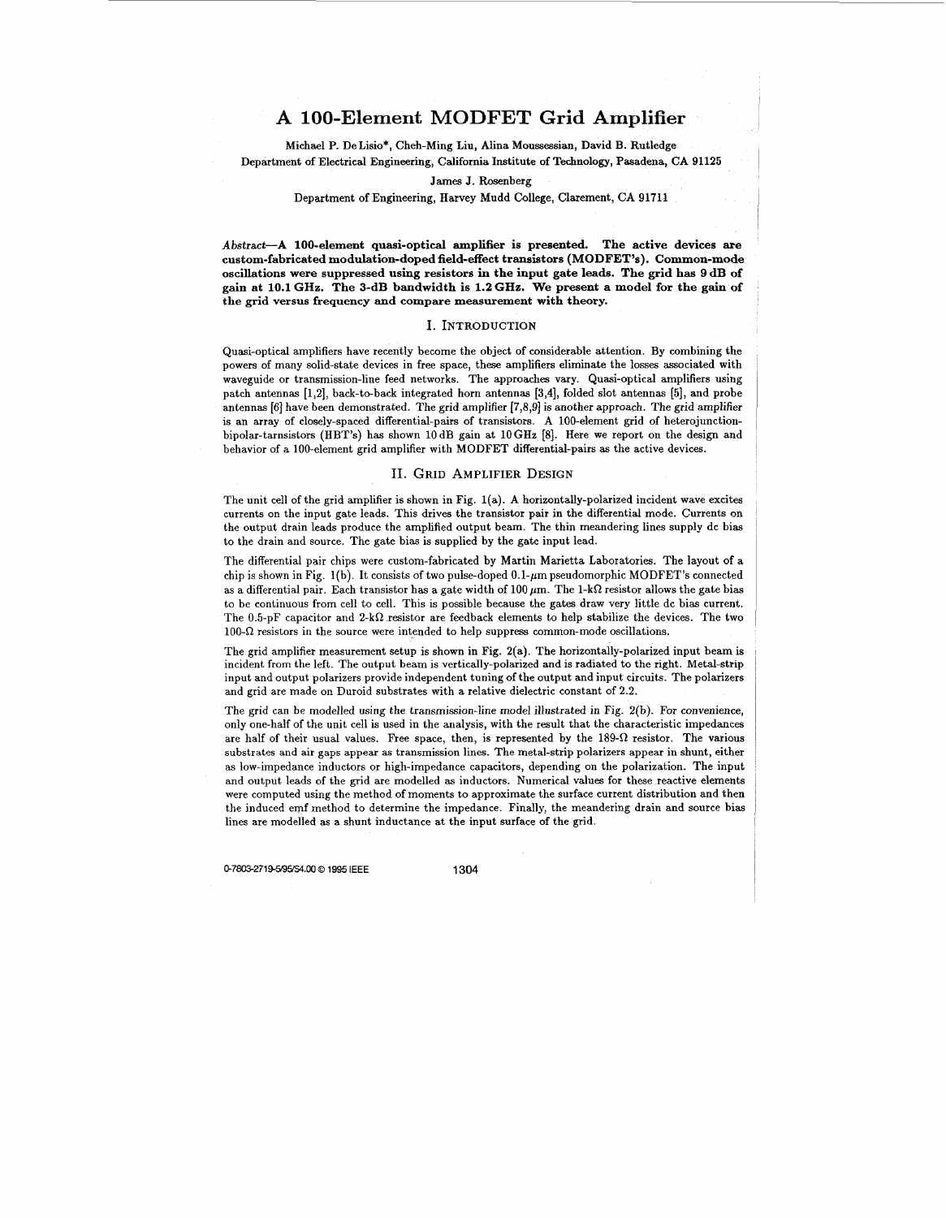# A 100-Element MODFET Grid Amplifier

Michael P. De Lisio*, Cheh-Ming Liu, Alina Moussessian, David B. Rutledge
Department of Electrical Engineering, California Institute of Technology, Pasadena, CA 91125

James J. Rosenberg
Department of Engineering, Harvey Mudd College, Claremont, CA 91711

***Abstract*—A 100-element quasi-optical amplifier is presented. The active devices are custom-fabricated modulation-doped field-effect transistors (MODFET's). Common-mode oscillations were suppressed using resistors in the input gate leads. The grid has 9 dB of gain at 10.1 GHz. The 3-dB bandwidth is 1.2 GHz. We present a model for the gain of the grid versus frequency and compare measurement with theory.**

## I. Introduction

Quasi-optical amplifiers have recently become the object of considerable attention. By combining the powers of many solid-state devices in free space, these amplifiers eliminate the losses associated with waveguide or transmission-line feed networks. The approaches vary. Quasi-optical amplifiers using patch antennas [1,2], back-to-back integrated horn antennas [3,4], folded slot antennas [5], and probe antennas [6] have been demonstrated. The grid amplifier [7,8,9] is another approach. The grid amplifier is an array of closely-spaced differential-pairs of transistors. A 100-element grid of heterojunction-bipolar-tarnsistors (HBT's) has shown 10 dB gain at 10 GHz [8]. Here we report on the design and behavior of a 100-element grid amplifier with MODFET differential-pairs as the active devices.

## II. Grid Amplifier Design

The unit cell of the grid amplifier is shown in Fig. 1(a). A horizontally-polarized incident wave excites currents on the input gate leads. This drives the transistor pair in the differential mode. Currents on the output drain leads produce the amplified output beam. The thin meandering lines supply dc bias to the drain and source. The gate bias is supplied by the gate input lead.

The differential pair chips were custom-fabricated by Martin Marietta Laboratories. The layout of a chip is shown in Fig. 1(b). It consists of two pulse-doped 0.1-$\mu$m pseudomorphic MODFET's connected as a differential pair. Each transistor has a gate width of 100 $\mu$m. The 1-k$\Omega$ resistor allows the gate bias to be continuous from cell to cell. This is possible because the gates draw very little dc bias current. The 0.5-pF capacitor and 2-k$\Omega$ resistor are feedback elements to help stabilize the devices. The two 100-$\Omega$ resistors in the source were intended to help suppress common-mode oscillations.

The grid amplifier measurement setup is shown in Fig. 2(a). The horizontally-polarized input beam is incident from the left. The output beam is vertically-polarized and is radiated to the right. Metal-strip input and output polarizers provide independent tuning of the output and input circuits. The polarizers and grid are made on Duroid substrates with a relative dielectric constant of 2.2.

The grid can be modelled using the transmission-line model illustrated in Fig. 2(b). For convenience, only one-half of the unit cell is used in the analysis, with the result that the characteristic impedances are half of their usual values. Free space, then, is represented by the 189-$\Omega$ resistor. The various substrates and air gaps appear as transmission lines. The metal-strip polarizers appear in shunt, either as low-impedance inductors or high-impedance capacitors, depending on the polarization. The input and output leads of the grid are modelled as inductors. Numerical values for these reactive elements were computed using the method of moments to approximate the surface current distribution and then the induced emf method to determine the impedance. Finally, the meandering drain and source bias lines are modelled as a shunt inductance at the input surface of the grid.

0-7803-2719-5/95/$4.00 © 1995 IEEE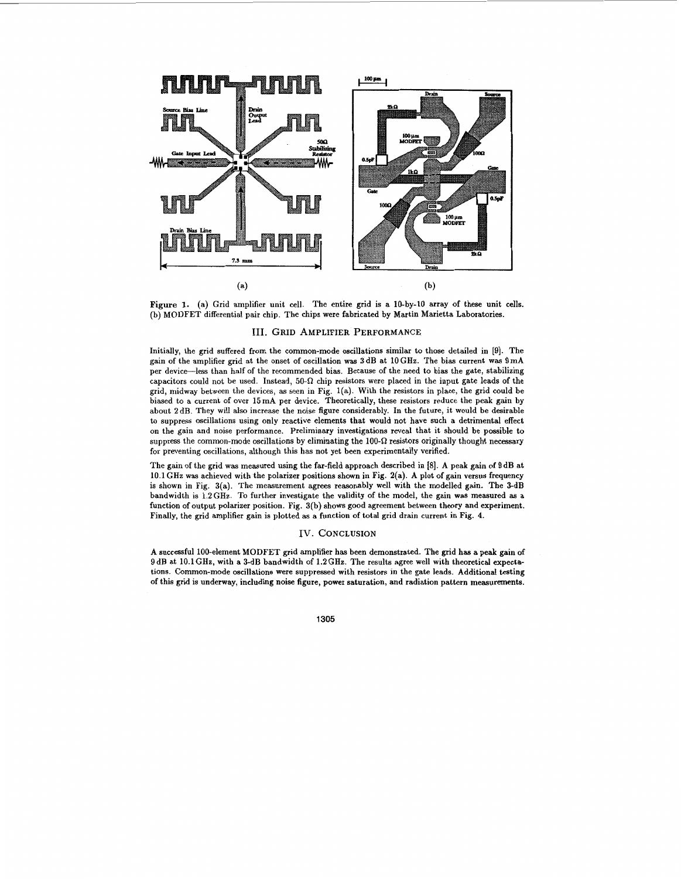Figure 1. (a) Grid amplifier unit cell. The entire grid is a 10-by-10 array of these unit cells. (b) MODFET differential pair chip. The chips were fabricated by Martin Marietta Laboratories.

## III. GRID AMPLIFIER PERFORMANCE

Initially, the grid suffered from the common-mode oscillations similar to those detailed in [9]. The gain of the amplifier grid at the onset of oscillation was 3 dB at 10 GHz. The bias current was 9 mA per device—less than half of the recommended bias. Because of the need to bias the gate, stabilizing capacitors could not be used. Instead, 50-Ω chip resistors were placed in the input gate leads of the grid, midway between the devices, as seen in Fig. 1(a). With the resistors in place, the grid could be biased to a current of over 15 mA per device. Theoretically, these resistors reduce the peak gain by about 2 dB. They will also increase the noise figure considerably. In the future, it would be desirable to suppress oscillations using only reactive elements that would not have such a detrimental effect on the gain and noise performance. Preliminary investigations reveal that it should be possible to suppress the common-mode oscillations by eliminating the 100-Ω resistors originally thought necessary for preventing oscillations, although this has not yet been experimentally verified.

The gain of the grid was measured using the far-field approach described in [8]. A peak gain of 9 dB at 10.1 GHz was achieved with the polarizer positions shown in Fig. 2(a). A plot of gain versus frequency is shown in Fig. 3(a). The measurement agrees reasonably well with the modelled gain. The 3-dB bandwidth is 1.2 GHz. To further investigate the validity of the model, the gain was measured as a function of output polarizer position. Fig. 3(b) shows good agreement between theory and experiment. Finally, the grid amplifier gain is plotted as a function of total grid drain current in Fig. 4.

## IV. CONCLUSION

A successful 100-element MODFET grid amplifier has been demonstrated. The grid has a peak gain of 9 dB at 10.1 GHz, with a 3-dB bandwidth of 1.2 GHz. The results agree well with theoretical expectations. Common-mode oscillations were suppressed with resistors in the gate leads. Additional testing of this grid is underway, including noise figure, power saturation, and radiation pattern measurements.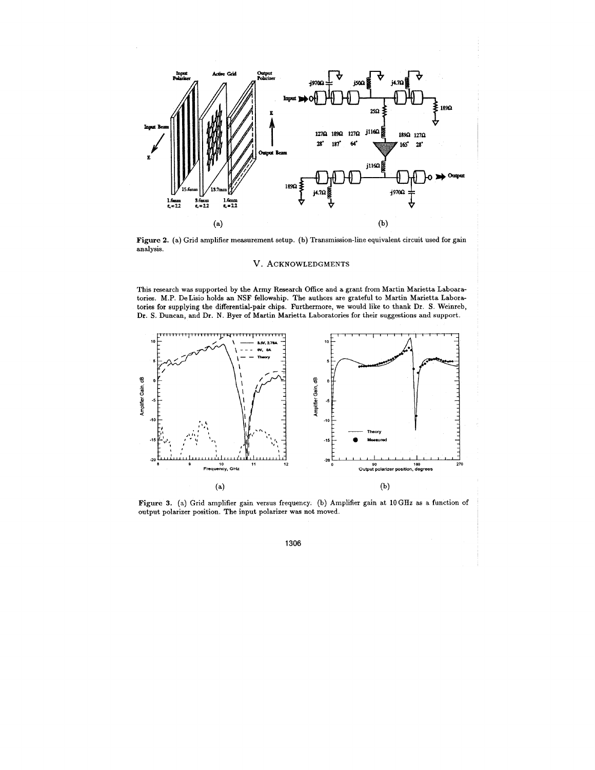**Figure 2.** (a) Grid amplifier measurement setup. (b) Transmission-line equivalent circuit used for gain analysis.

## V. ACKNOWLEDGMENTS

This research was supported by the Army Research Office and a grant from Martin Marietta Laboaratories. M.P. De Lisio holds an NSF fellowship. The authors are grateful to Martin Marietta Laboratories for supplying the differential-pair chips. Furthermore, we would like to thank Dr. S. Weinreb, Dr. S. Duncan, and Dr. N. Byer of Martin Marietta Laboratories for their suggestions and support.

**Figure 3.** (a) Grid amplifier gain versus frequency. (b) Amplifier gain at 10 GHz as a function of output polarizer position. The input polarizer was not moved.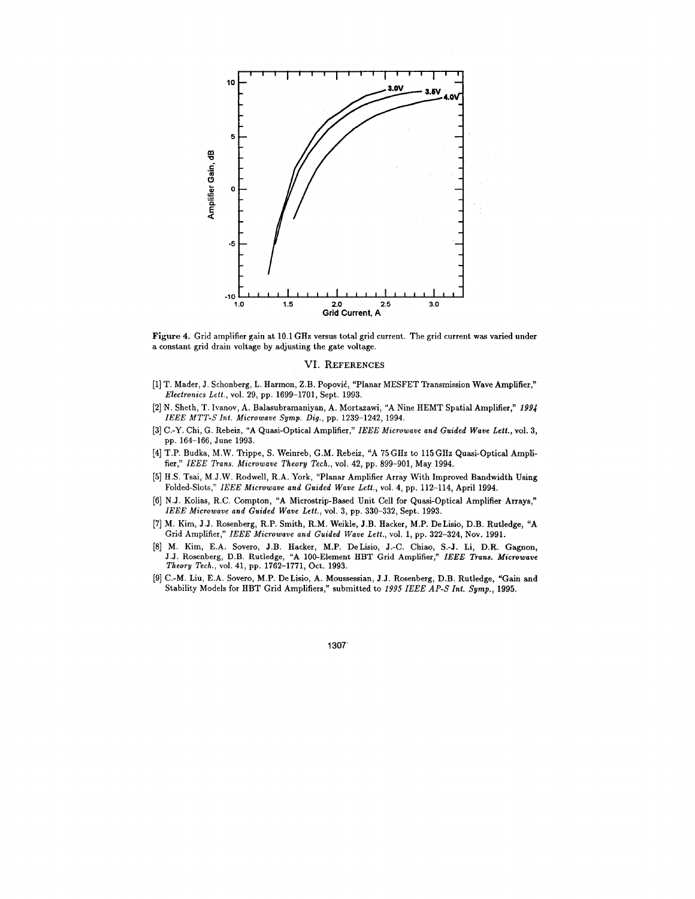10
5
0
-5
-10
1.0
1.5
2.0
2.5
3.0
Amplifier Gain, dB
Grid Current, A
3.0V
3.5V
4.0V

**Figure 4.** Grid amplifier gain at 10.1 GHz versus total grid current. The grid current was varied under a constant grid drain voltage by adjusting the gate voltage.

## VI. References

[1] T. Mader, J. Schonberg, L. Harmon, Z.B. Popović, "Planar MESFET Transmission Wave Amplifier," *Electronics Lett.*, vol. 29, pp. 1699–1701, Sept. 1993.

[2] N. Sheth, T. Ivanov, A. Balasubramaniyan, A. Mortazawi, "A Nine HEMT Spatial Amplifier," *1994 IEEE MTT-S Int. Microwave Symp. Dig.*, pp. 1239–1242, 1994.

[3] C.-Y. Chi, G. Rebeiz, "A Quasi-Optical Amplifier," *IEEE Microwave and Guided Wave Lett.*, vol. 3, pp. 164–166, June 1993.

[4] T.P. Budka, M.W. Trippe, S. Weinreb, G.M. Rebeiz, "A 75 GHz to 115 GHz Quasi-Optical Amplifier," *IEEE Trans. Microwave Theory Tech.*, vol. 42, pp. 899–901, May 1994.

[5] H.S. Tsai, M.J.W. Rodwell, R.A. York, "Planar Amplifier Array With Improved Bandwidth Using Folded-Slots," *IEEE Microwave and Guided Wave Lett.*, vol. 4, pp. 112–114, April 1994.

[6] N.J. Kolias, R.C. Compton, "A Microstrip-Based Unit Cell for Quasi-Optical Amplifier Arrays," *IEEE Microwave and Guided Wave Lett.*, vol. 3, pp. 330–332, Sept. 1993.

[7] M. Kim, J.J. Rosenberg, R.P. Smith, R.M. Weikle, J.B. Hacker, M.P. De Lisio, D.B. Rutledge, "A Grid Amplifier," *IEEE Microwave and Guided Wave Lett.*, vol. 1, pp. 322–324, Nov. 1991.

[8] M. Kim, E.A. Sovero, J.B. Hacker, M.P. De Lisio, J.-C. Chiao, S.-J. Li, D.R. Gagnon, J.J. Rosenberg, D.B. Rutledge, "A 100-Element HBT Grid Amplifier," *IEEE Trans. Microwave Theory Tech.*, vol. 41, pp. 1762–1771, Oct. 1993.

[9] C.-M. Liu, E.A. Sovero, M.P. De Lisio, A. Moussessian, J.J. Rosenberg, D.B. Rutledge, "Gain and Stability Models for HBT Grid Amplifiers," submitted to *1995 IEEE AP-S Int. Symp.*, 1995.